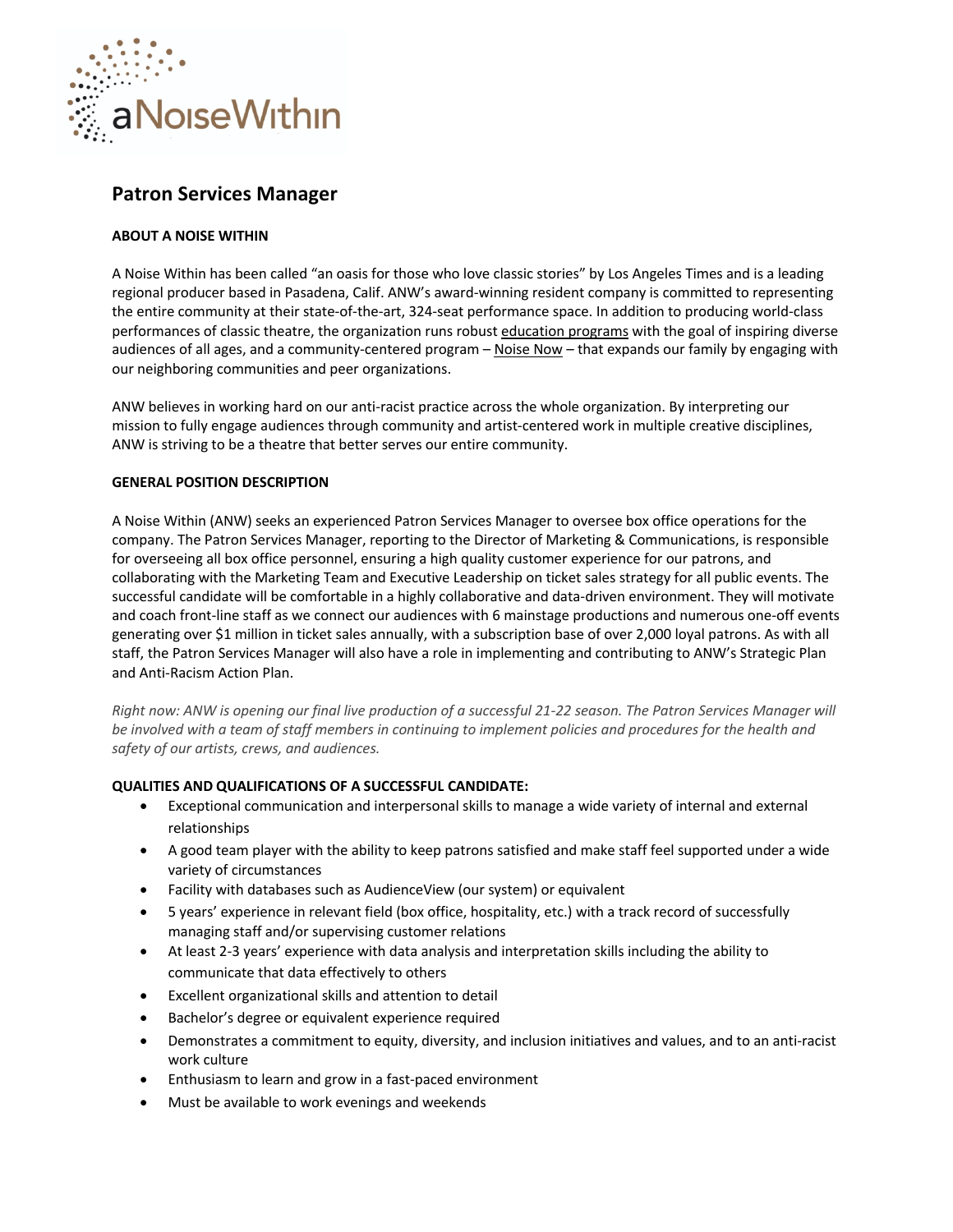# Patron Services Manager

**ABOUT A NOISE WITHIN**

A Noise Within has been called "an oasis for those who love classic stories" by Los Angeles Times and is a leading regional producer based in Pasadena, Calif. ANW's award-winning resident company is committed to representing the entire community at their state-of-the-art, 324-seat performance space. In addition to producing world-class performances of classic theatre, the organization runs robust education programs with the goal of inspiring diverse audiences of all ages, and a community-centered program – Noise Now – that expands our family by engaging with our neighboring communities and peer organizations.

ANW believes in working hard on our anti-racist practice across the whole organization. By interpreting our mission to fully engage audiences through community and artist-centered work in multiple creative disciplines, ANW is striving to be a theatre that better serves our entire community.

**GENERAL POSITION DESCRIPTION**

A Noise Within (ANW) seeks an experienced Patron Services Manager to oversee box office operations for the company. The Patron Services Manager, reporting to the Director of Marketing & Communications, is responsible for overseeing all box office personnel, ensuring a high quality customer experience for our patrons, and collaborating with the Marketing Team and Executive Leadership on ticket sales strategy for all public events. The successful candidate will be comfortable in a highly collaborative and data-driven environment. They will motivate and coach front-line staff as we connect our audiences with 6 mainstage productions and numerous one-off events generating over $1 million in ticket sales annually, with a subscription base of over 2,000 loyal patrons. As with all staff, the Patron Services Manager will also have a role in implementing and contributing to ANW's Strategic Plan and Anti-Racism Action Plan.

*Right now: ANW is opening our final live production of a successful 21-22 season. The Patron Services Manager will be involved with a team of staff members in continuing to implement policies and procedures for the health and safety of our artists, crews, and audiences.*

**QUALITIES AND QUALIFICATIONS OF A SUCCESSFUL CANDIDATE:**

- Exceptional communication and interpersonal skills to manage a wide variety of internal and external relationships
- A good team player with the ability to keep patrons satisfied and make staff feel supported under a wide variety of circumstances
- Facility with databases such as AudienceView (our system) or equivalent
- 5 years' experience in relevant field (box office, hospitality, etc.) with a track record of successfully managing staff and/or supervising customer relations
- At least 2-3 years' experience with data analysis and interpretation skills including the ability to communicate that data effectively to others
- Excellent organizational skills and attention to detail
- Bachelor's degree or equivalent experience required
- Demonstrates a commitment to equity, diversity, and inclusion initiatives and values, and to an anti-racist work culture
- Enthusiasm to learn and grow in a fast-paced environment
- Must be available to work evenings and weekends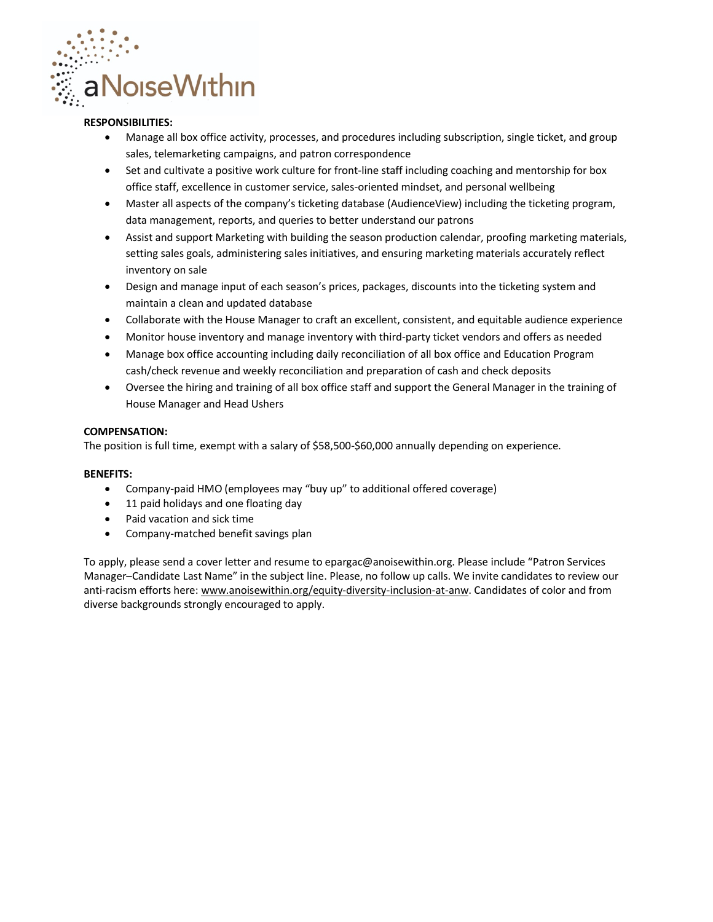**RESPONSIBILITIES:**

- Manage all box office activity, processes, and procedures including subscription, single ticket, and group sales, telemarketing campaigns, and patron correspondence
- Set and cultivate a positive work culture for front-line staff including coaching and mentorship for box office staff, excellence in customer service, sales-oriented mindset, and personal wellbeing
- Master all aspects of the company's ticketing database (AudienceView) including the ticketing program, data management, reports, and queries to better understand our patrons
- Assist and support Marketing with building the season production calendar, proofing marketing materials, setting sales goals, administering sales initiatives, and ensuring marketing materials accurately reflect inventory on sale
- Design and manage input of each season's prices, packages, discounts into the ticketing system and maintain a clean and updated database
- Collaborate with the House Manager to craft an excellent, consistent, and equitable audience experience
- Monitor house inventory and manage inventory with third-party ticket vendors and offers as needed
- Manage box office accounting including daily reconciliation of all box office and Education Program cash/check revenue and weekly reconciliation and preparation of cash and check deposits
- Oversee the hiring and training of all box office staff and support the General Manager in the training of House Manager and Head Ushers

**COMPENSATION:**

The position is full time, exempt with a salary of $58,500-$60,000 annually depending on experience.

**BENEFITS:**

- Company-paid HMO (employees may "buy up" to additional offered coverage)
- 11 paid holidays and one floating day
- Paid vacation and sick time
- Company-matched benefit savings plan

To apply, please send a cover letter and resume to epargac@anoisewithin.org. Please include "Patron Services Manager–Candidate Last Name" in the subject line. Please, no follow up calls. We invite candidates to review our anti-racism efforts here: www.anoisewithin.org/equity-diversity-inclusion-at-anw. Candidates of color and from diverse backgrounds strongly encouraged to apply.